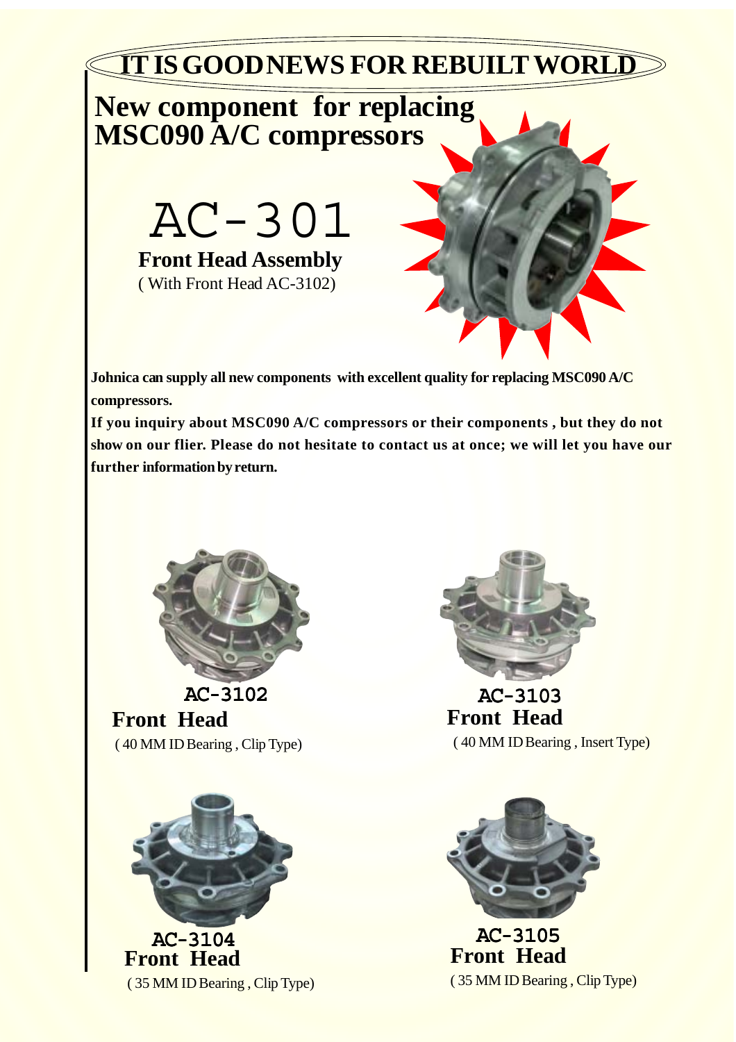# IT IS GOOD NEWS FOR REBUILT WORLD

## New component for replacing MSC090 A/C compressors

# AC-301

**Front Head Assembly**

( With Front Head AC-3102)

**Johnica can supply all new components with excellent quality for replacing MSC090 A/C compressors.**

**If you inquiry about MSC090 A/C compressors or their components , but they do not show on our flier. Please do not hesitate to contact us at once; we will let you have our further information by return.**

**AC-3102**

**Front Head**

( 40 MM ID Bearing , Clip Type)

**AC-3103**

**Front Head**

( 40 MM ID Bearing , Insert Type)

**AC-3104**

**Front Head**

( 35 MM ID Bearing , Clip Type)

**AC-3105**

**Front Head**

( 35 MM ID Bearing , Clip Type)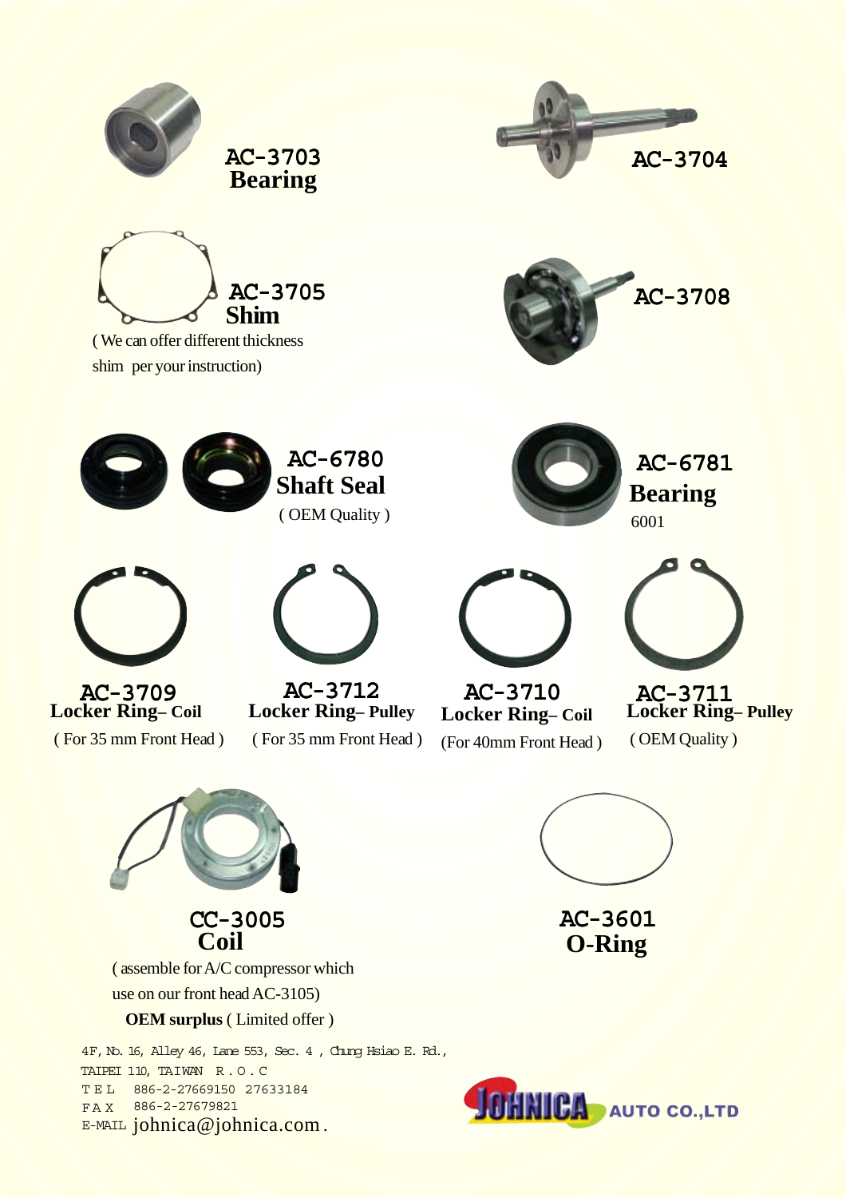**AC-3703**
**Bearing**

**AC-3704**

**AC-3705**
**Shim**
( We can offer different thickness shim per your instruction)

**AC-3708**

**AC-6780**
**Shaft Seal**
( OEM Quality )

**AC-6781**
**Bearing**
6001

**AC-3709**
**Locker Ring– Coil**
( For 35 mm Front Head )

**AC-3712**
**Locker Ring– Pulley**
( For 35 mm Front Head )

**AC-3710**
**Locker Ring– Coil**
(For 40mm Front Head )

**AC-3711**
**Locker Ring– Pulley**
( OEM Quality )

**CC-3005**
**Coil**
( assemble for A/C compressor which use on our front head AC-3105)
**OEM surplus** ( Limited offer )

**AC-3601**
**O-Ring**

4F, No. 16, Alley 46, Lane 553, Sec. 4 , Chung Hsiao E. Rd.,
TAIPEI 110, TAIWAN R . O . C
TEL 886-2-27669150 27633184
FAX 886-2-27679821
E-MAIL johnica@johnica.com .

JOHNICA AUTO CO.,LTD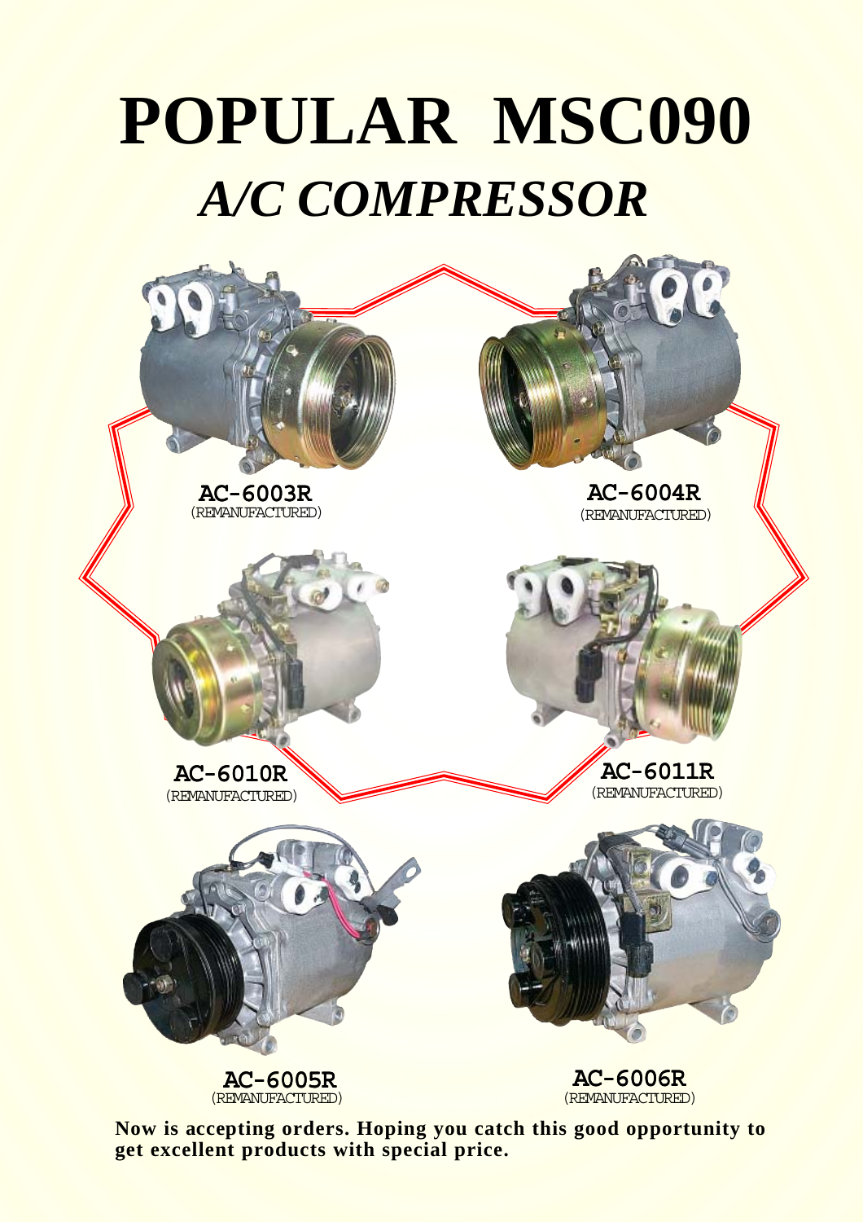# POPULAR MSC090

## *A/C COMPRESSOR*

**AC-6003R**
(REMANUFACTURED)

**AC-6004R**
(REMANUFACTURED)

**AC-6010R**
(REMANUFACTURED)

**AC-6011R**
(REMANUFACTURED)

**AC-6005R**
(REMANUFACTURED)

**AC-6006R**
(REMANUFACTURED)

**Now is accepting orders. Hoping you catch this good opportunity to get excellent products with special price.**